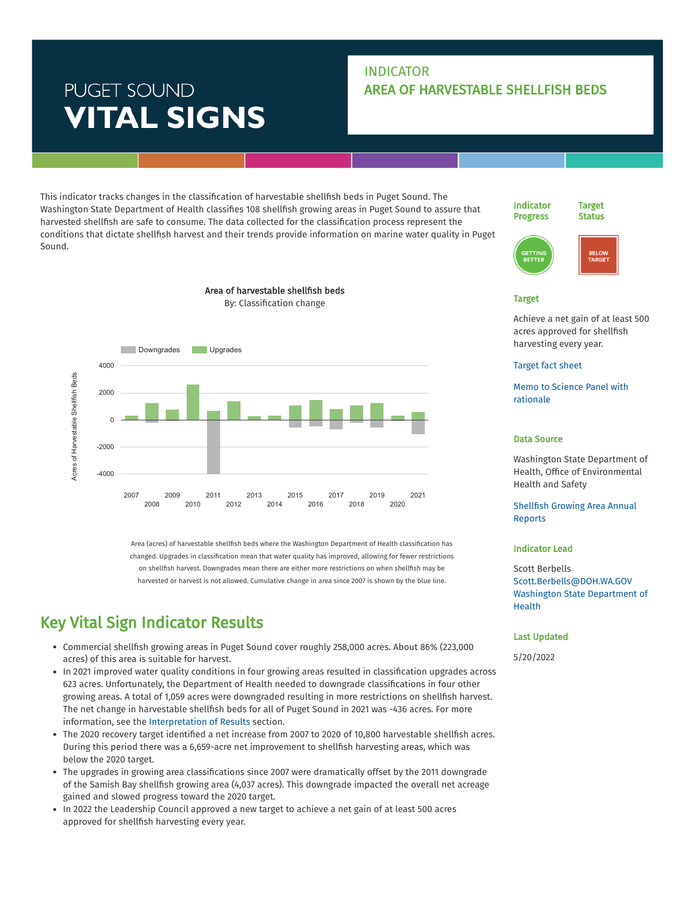# PUGET SOUND VITAL SIGNS

## INDICATOR
## AREA OF HARVESTABLE SHELLFISH BEDS

This indicator tracks changes in the classification of harvestable shellfish beds in Puget Sound. The Washington State Department of Health classifies 108 shellfish growing areas in Puget Sound to assure that harvested shellfish are safe to consume. The data collected for the classification process represent the conditions that dictate shellfish harvest and their trends provide information on marine water quality in Puget Sound.

**Area of harvestable shellfish beds**
By: Classification change

Area (acres) of harvestable shellfish beds where the Washington Department of Health classification has changed. Upgrades in classification mean that water quality has improved, allowing for fewer restrictions on shellfish harvest. Downgrades mean there are either more restrictions on when shellfish may be harvested or harvest is not allowed. Cumulative change in area since 2007 is shown by the blue line.

## Key Vital Sign Indicator Results

- Commercial shellfish growing areas in Puget Sound cover roughly 258,000 acres. About 86% (223,000 acres) of this area is suitable for harvest.
- In 2021 improved water quality conditions in four growing areas resulted in classification upgrades across 623 acres. Unfortunately, the Department of Health needed to downgrade classifications in four other growing areas. A total of 1,059 acres were downgraded resulting in more restrictions on shellfish harvest. The net change in harvestable shellfish beds for all of Puget Sound in 2021 was -436 acres. For more information, see the Interpretation of Results section.
- The 2020 recovery target identified a net increase from 2007 to 2020 of 10,800 harvestable shellfish acres. During this period there was a 6,659-acre net improvement to shellfish harvesting areas, which was below the 2020 target.
- The upgrades in growing area classifications since 2007 were dramatically offset by the 2011 downgrade of the Samish Bay shellfish growing area (4,037 acres). This downgrade impacted the overall net acreage gained and slowed progress toward the 2020 target.
- In 2022 the Leadership Council approved a new target to achieve a net gain of at least 500 acres approved for shellfish harvesting every year.

**Indicator Progress:** GETTING BETTER

**Target Status:** BELOW TARGET

### Target

Achieve a net gain of at least 500 acres approved for shellfish harvesting every year.

Target fact sheet

Memo to Science Panel with rationale

### Data Source

Washington State Department of Health, Office of Environmental Health and Safety

Shellfish Growing Area Annual Reports

### Indicator Lead

Scott Berbells
Scott.Berbells@DOH.WA.GOV
Washington State Department of Health

### Last Updated

5/20/2022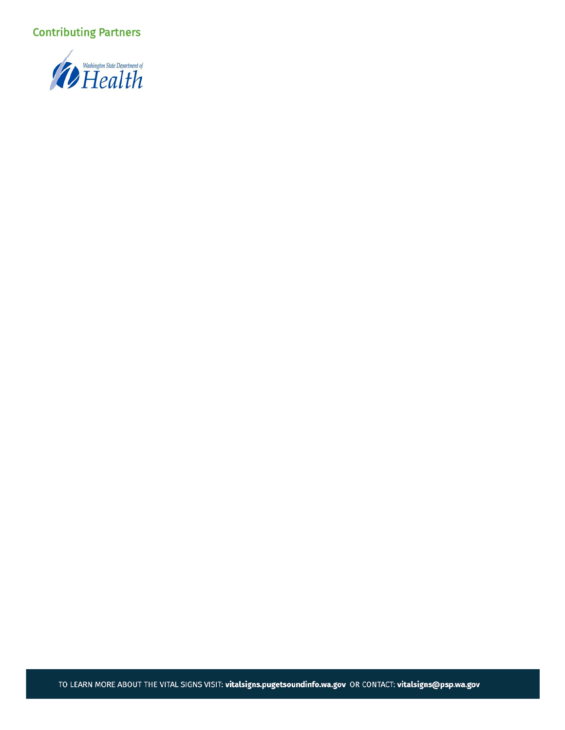## Contributing Partners

Washington State Department of Health

TO LEARN MORE ABOUT THE VITAL SIGNS VISIT: **vitalsigns.pugetsoundinfo.wa.gov** OR CONTACT: **vitalsigns@psp.wa.gov**